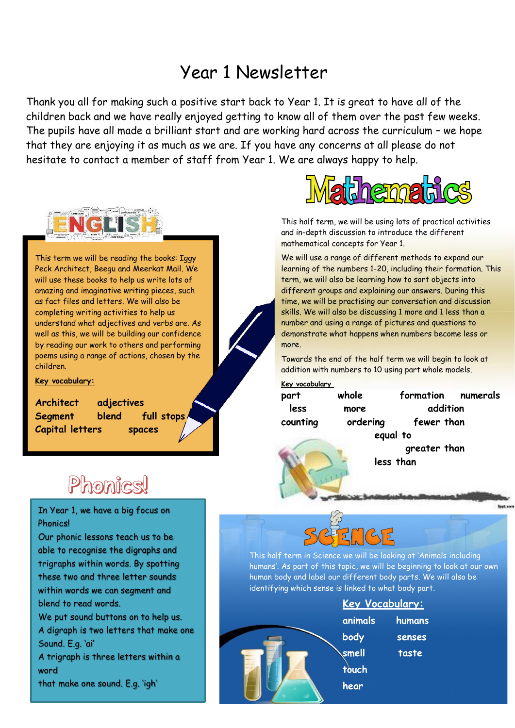# Year 1 Newsletter

Thank you all for making such a positive start back to Year 1. It is great to have all of the children back and we have really enjoyed getting to know all of them over the past few weeks. The pupils have all made a brilliant start and are working hard across the curriculum – we hope that they are enjoying it as much as we are. If you have any concerns at all please do not hesitate to contact a member of staff from Year 1. We are always happy to help.

## ENGLISH

This term we will be reading the books: Iggy Peck Architect, Beegu and Meerkat Mail. We will use these books to help us write lots of amazing and imaginative writing pieces, such as fact files and letters. We will also be completing writing activities to help us understand what adjectives and verbs are. As well as this, we will be building our confidence by reading our work to others and performing poems using a range of actions, chosen by the children.

**Key vocabulary:**

**Architect** **adjectives**
**Segment** **blend** **full stops**
**Capital letters** **spaces**

## Mathematics

This half term, we will be using lots of practical activities and in-depth discussion to introduce the different mathematical concepts for Year 1.

We will use a range of different methods to expand our learning of the numbers 1-20, including their formation. This term, we will also be learning how to sort objects into different groups and explaining our answers. During this time, we will be practising our conversation and discussion skills. We will also be discussing 1 more and 1 less than a number and using a range of pictures and questions to demonstrate what happens when numbers become less or more.

Towards the end of the half term we will begin to look at addition with numbers to 10 using part whole models.

Key vocabulary

**part** **whole** **formation** **numerals**
**less** **more** **addition**
**counting** **ordering** **fewer than**
**equal to**
**greater than**
**less than**

## Phonics!

In Year 1, we have a big focus on Phonics!

Our phonic lessons teach us to be able to recognise the digraphs and trigraphs within words. By spotting these two and three letter sounds within words we can segment and blend to read words.

We put sound buttons on to help us.

A digraph is two letters that make one Sound. E.g. 'ai'

A trigraph is three letters within a word that make one sound. E.g. 'igh'

## SCIENCE

This half term in Science we will be looking at 'Animals including humans'. As part of this topic, we will be beginning to look at our own human body and label our different body parts. We will also be identifying which sense is linked to what body part.

**Key Vocabulary:**

**animals** **humans**
**body** **senses**
**smell** **taste**
**touch**
**hear**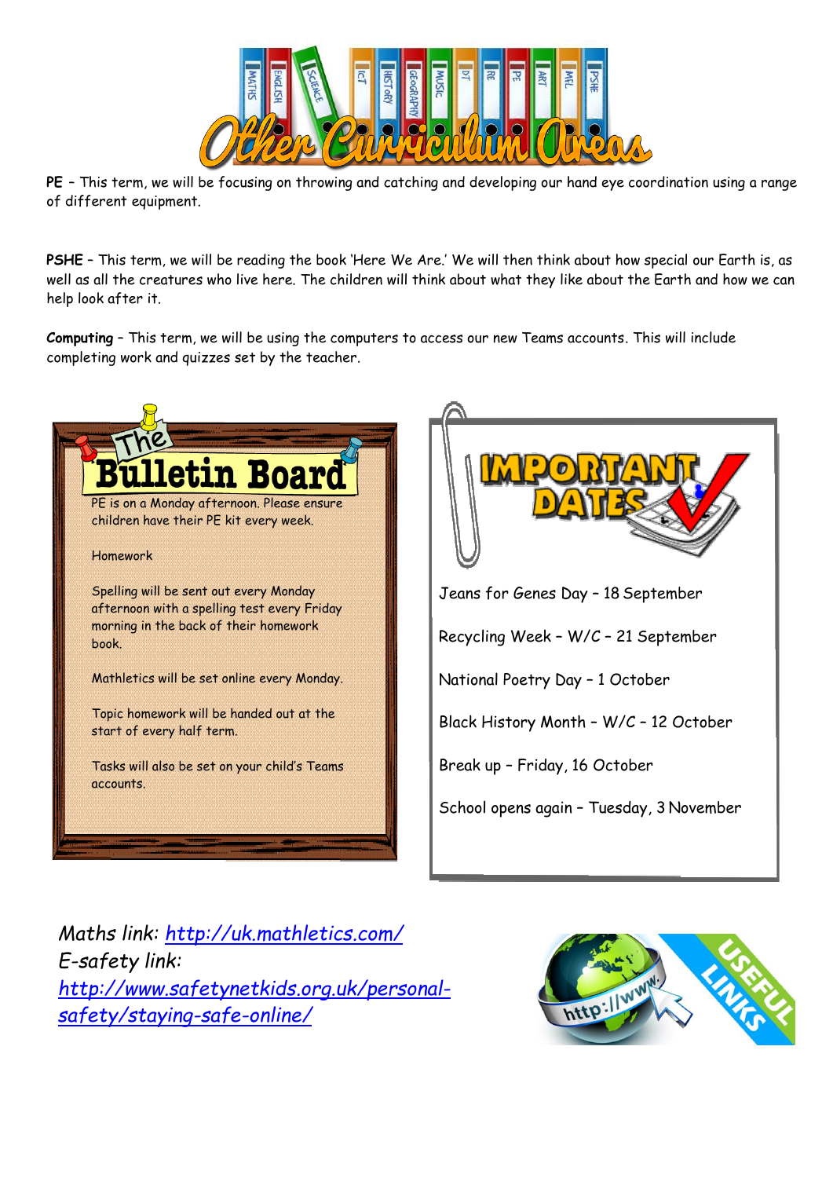# Other Curriculum Areas

**PE** – This term, we will be focusing on throwing and catching and developing our hand eye coordination using a range of different equipment.

**PSHE** – This term, we will be reading the book 'Here We Are.' We will then think about how special our Earth is, as well as all the creatures who live here. The children will think about what they like about the Earth and how we can help look after it.

**Computing** – This term, we will be using the computers to access our new Teams accounts. This will include completing work and quizzes set by the teacher.

## The Bulletin Board

PE is on a Monday afternoon. Please ensure children have their PE kit every week.

Homework

Spelling will be sent out every Monday afternoon with a spelling test every Friday morning in the back of their homework book.

Mathletics will be set online every Monday.

Topic homework will be handed out at the start of every half term.

Tasks will also be set on your child's Teams accounts.

## Important Dates

Jeans for Genes Day – 18 September

Recycling Week – W/C – 21 September

National Poetry Day – 1 October

Black History Month – W/C – 12 October

Break up – Friday, 16 October

School opens again – Tuesday, 3 November

## Useful Links

*Maths link:* *http://uk.mathletics.com/*

*E-safety link:* *http://www.safetynetkids.org.uk/personal-safety/staying-safe-online/*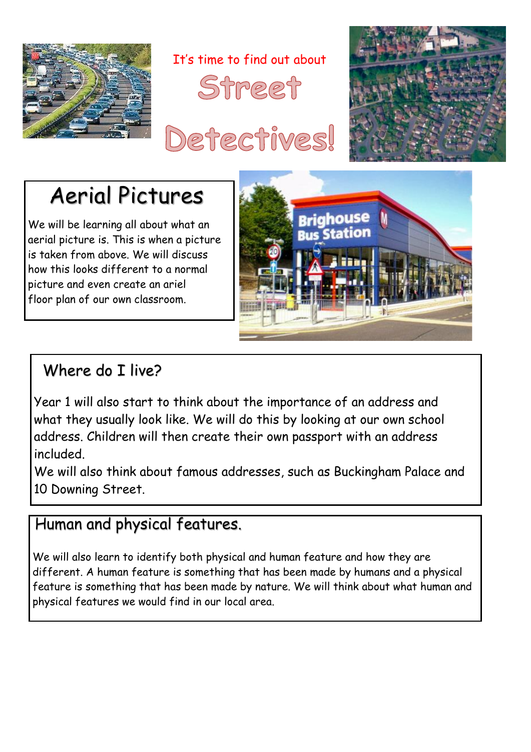It's time to find out about

# Street Detectives!

## Aerial Pictures

We will be learning all about what an aerial picture is. This is when a picture is taken from above. We will discuss how this looks different to a normal picture and even create an ariel floor plan of our own classroom.

## Where do I live?

Year 1 will also start to think about the importance of an address and what they usually look like. We will do this by looking at our own school address. Children will then create their own passport with an address included.

We will also think about famous addresses, such as Buckingham Palace and 10 Downing Street.

## Human and physical features.

We will also learn to identify both physical and human feature and how they are different. A human feature is something that has been made by humans and a physical feature is something that has been made by nature. We will think about what human and physical features we would find in our local area.